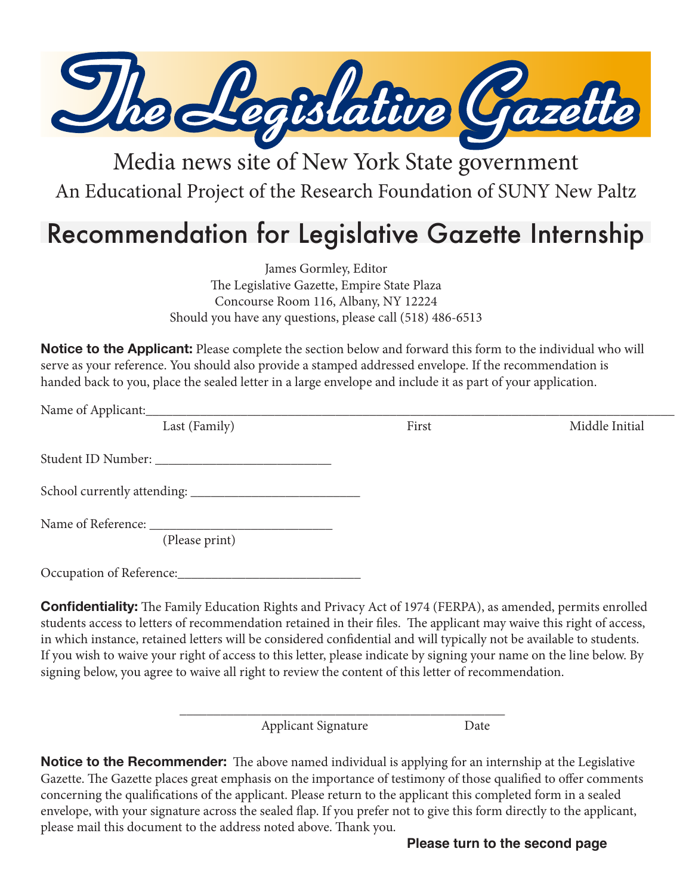# The Legislative Gazette

Media news site of New York State government

An Educational Project of the Research Foundation of SUNY New Paltz

## Recommendation for Legislative Gazette Internship

James Gormley, Editor
The Legislative Gazette, Empire State Plaza
Concourse Room 116, Albany, NY 12224
Should you have any questions, please call (518) 486-6513

**Notice to the Applicant:** Please complete the section below and forward this form to the individual who will serve as your reference. You should also provide a stamped addressed envelope. If the recommendation is handed back to you, place the sealed letter in a large envelope and include it as part of your application.

Name of Applicant:\_\_\_\_\_\_\_\_\_\_\_\_\_\_\_\_\_\_\_\_\_\_\_\_\_\_\_\_\_\_\_\_\_\_\_\_\_\_\_\_\_\_\_\_\_\_\_\_\_\_\_\_\_\_\_\_\_\_\_\_\_\_\_\_\_\_\_\_\_\_\_\_
Last (Family) First Middle Initial

Student ID Number: \_\_\_\_\_\_\_\_\_\_\_\_\_\_\_\_\_\_\_\_\_\_\_\_\_\_

School currently attending: \_\_\_\_\_\_\_\_\_\_\_\_\_\_\_\_\_\_\_\_\_\_\_\_\_

Name of Reference: \_\_\_\_\_\_\_\_\_\_\_\_\_\_\_\_\_\_\_\_\_\_\_\_\_\_\_
(Please print)

Occupation of Reference:\_\_\_\_\_\_\_\_\_\_\_\_\_\_\_\_\_\_\_\_\_\_\_\_\_\_\_

**Confidentiality:** The Family Education Rights and Privacy Act of 1974 (FERPA), as amended, permits enrolled students access to letters of recommendation retained in their files. The applicant may waive this right of access, in which instance, retained letters will be considered confidential and will typically not be available to students. If you wish to waive your right of access to this letter, please indicate by signing your name on the line below. By signing below, you agree to waive all right to review the content of this letter of recommendation.

\_\_\_\_\_\_\_\_\_\_\_\_\_\_\_\_\_\_\_\_\_\_\_\_\_\_\_\_\_\_\_\_\_\_\_\_\_\_\_\_\_\_\_\_\_\_\_\_
Applicant Signature Date

**Notice to the Recommender:** The above named individual is applying for an internship at the Legislative Gazette. The Gazette places great emphasis on the importance of testimony of those qualified to offer comments concerning the qualifications of the applicant. Please return to the applicant this completed form in a sealed envelope, with your signature across the sealed flap. If you prefer not to give this form directly to the applicant, please mail this document to the address noted above. Thank you.

**Please turn to the second page**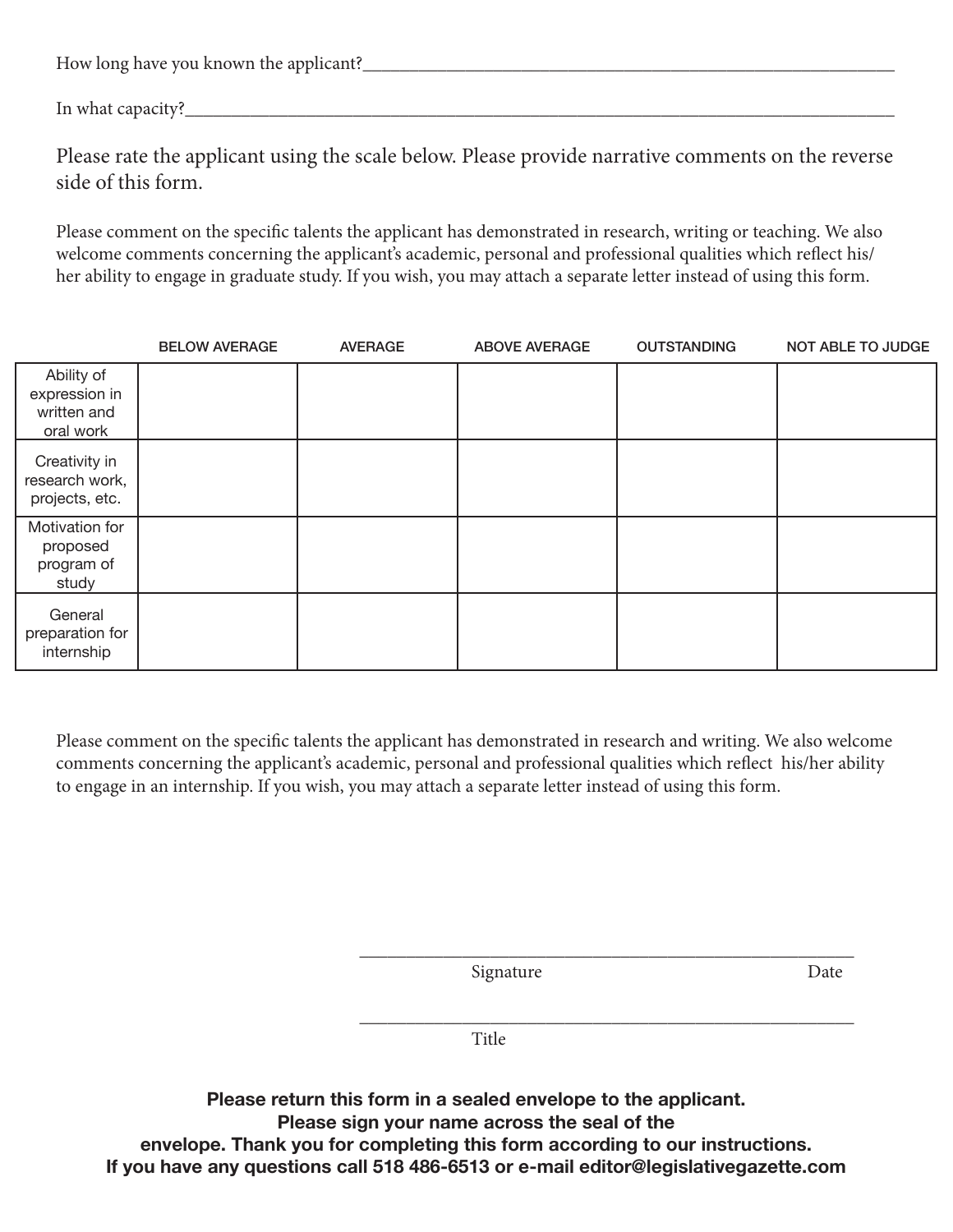How long have you known the applicant?_______________________________________________

In what capacity?_______________________________________________________________

Please rate the applicant using the scale below. Please provide narrative comments on the reverse side of this form.

Please comment on the specific talents the applicant has demonstrated in research, writing or teaching. We also welcome comments concerning the applicant's academic, personal and professional qualities which reflect his/her ability to engage in graduate study. If you wish, you may attach a separate letter instead of using this form.

| | BELOW AVERAGE | AVERAGE | ABOVE AVERAGE | OUTSTANDING | NOT ABLE TO JUDGE |
|---|---|---|---|---|---|
| Ability of expression in written and oral work | | | | | |
| Creativity in research work, projects, etc. | | | | | |
| Motivation for proposed program of study | | | | | |
| General preparation for internship | | | | | |

Please comment on the specific talents the applicant has demonstrated in research and writing. We also welcome comments concerning the applicant's academic, personal and professional qualities which reflect his/her ability to engage in an internship. If you wish, you may attach a separate letter instead of using this form.

_______________________________________________
Signature Date

_______________________________________________
Title

**Please return this form in a sealed envelope to the applicant.**
**Please sign your name across the seal of the envelope. Thank you for completing this form according to our instructions.**
**If you have any questions call 518 486-6513 or e-mail editor@legislativegazette.com**